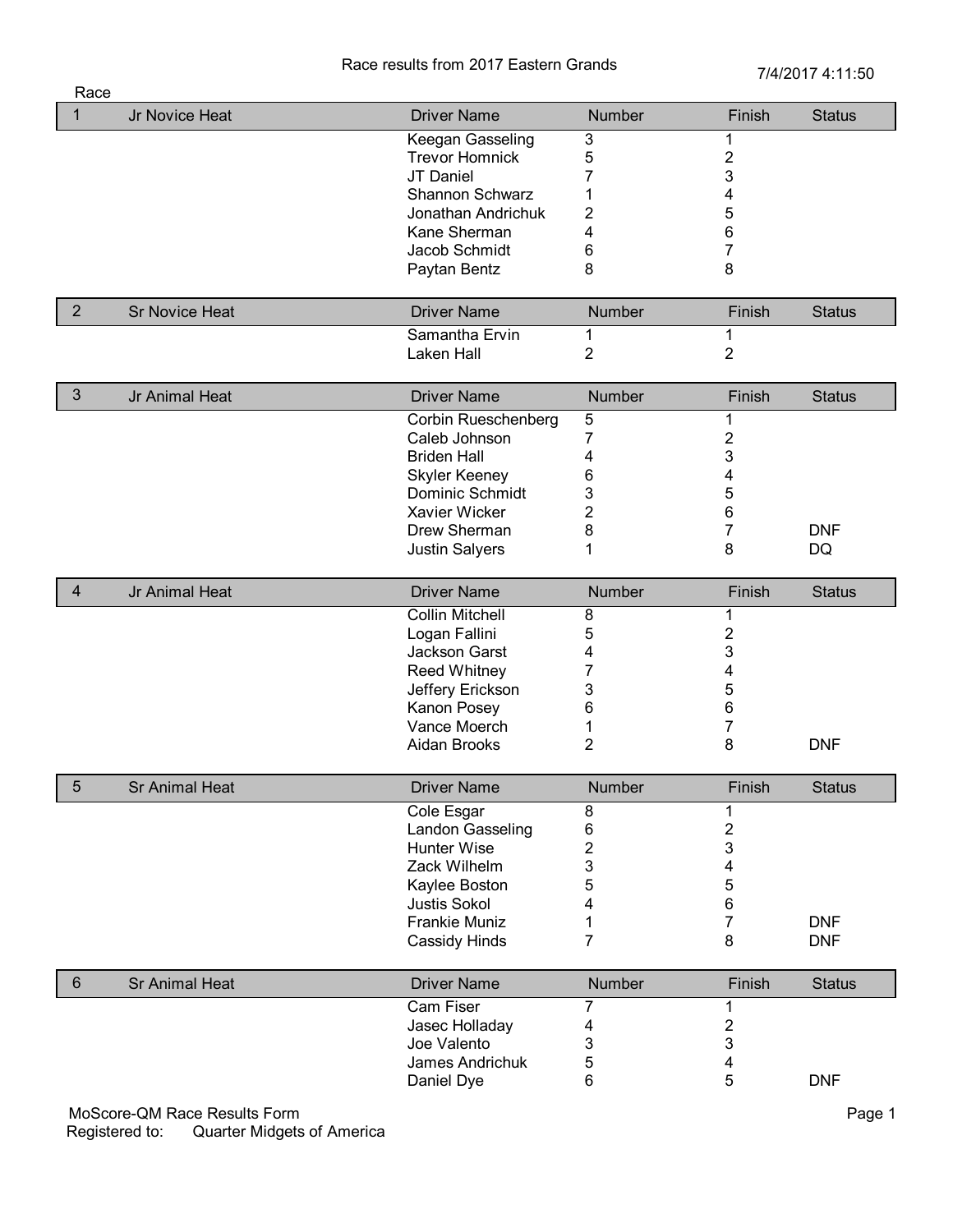Race results from 2017 Eastern Grands

7/4/2017 4:11:50

| Race | | Driver Name | Number | Finish | Status |
|---|---|---|---|---|---|
| 1 | Jr Novice Heat | | | | |
| | | Keegan Gasseling | 3 | 1 | |
| | | Trevor Homnick | 5 | 2 | |
| | | JT Daniel | 7 | 3 | |
| | | Shannon Schwarz | 1 | 4 | |
| | | Jonathan Andrichuk | 2 | 5 | |
| | | Kane Sherman | 4 | 6 | |
| | | Jacob Schmidt | 6 | 7 | |
| | | Paytan Bentz | 8 | 8 | |
| 2 | Sr Novice Heat | | | | |
| | | Samantha Ervin | 1 | 1 | |
| | | Laken Hall | 2 | 2 | |
| 3 | Jr Animal Heat | | | | |
| | | Corbin Rueschenberg | 5 | 1 | |
| | | Caleb Johnson | 7 | 2 | |
| | | Briden Hall | 4 | 3 | |
| | | Skyler Keeney | 6 | 4 | |
| | | Dominic Schmidt | 3 | 5 | |
| | | Xavier Wicker | 2 | 6 | |
| | | Drew Sherman | 8 | 7 | DNF |
| | | Justin Salyers | 1 | 8 | DQ |
| 4 | Jr Animal Heat | | | | |
| | | Collin Mitchell | 8 | 1 | |
| | | Logan Fallini | 5 | 2 | |
| | | Jackson Garst | 4 | 3 | |
| | | Reed Whitney | 7 | 4 | |
| | | Jeffery Erickson | 3 | 5 | |
| | | Kanon Posey | 6 | 6 | |
| | | Vance Moerch | 1 | 7 | |
| | | Aidan Brooks | 2 | 8 | DNF |
| 5 | Sr Animal Heat | | | | |
| | | Cole Esgar | 8 | 1 | |
| | | Landon Gasseling | 6 | 2 | |
| | | Hunter Wise | 2 | 3 | |
| | | Zack Wilhelm | 3 | 4 | |
| | | Kaylee Boston | 5 | 5 | |
| | | Justis Sokol | 4 | 6 | |
| | | Frankie Muniz | 1 | 7 | DNF |
| | | Cassidy Hinds | 7 | 8 | DNF |
| 6 | Sr Animal Heat | | | | |
| | | Cam Fiser | 7 | 1 | |
| | | Jasec Holladay | 4 | 2 | |
| | | Joe Valento | 3 | 3 | |
| | | James Andrichuk | 5 | 4 | |
| | | Daniel Dye | 6 | 5 | DNF |

MoScore-QM Race Results Form
Registered to: Quarter Midgets of America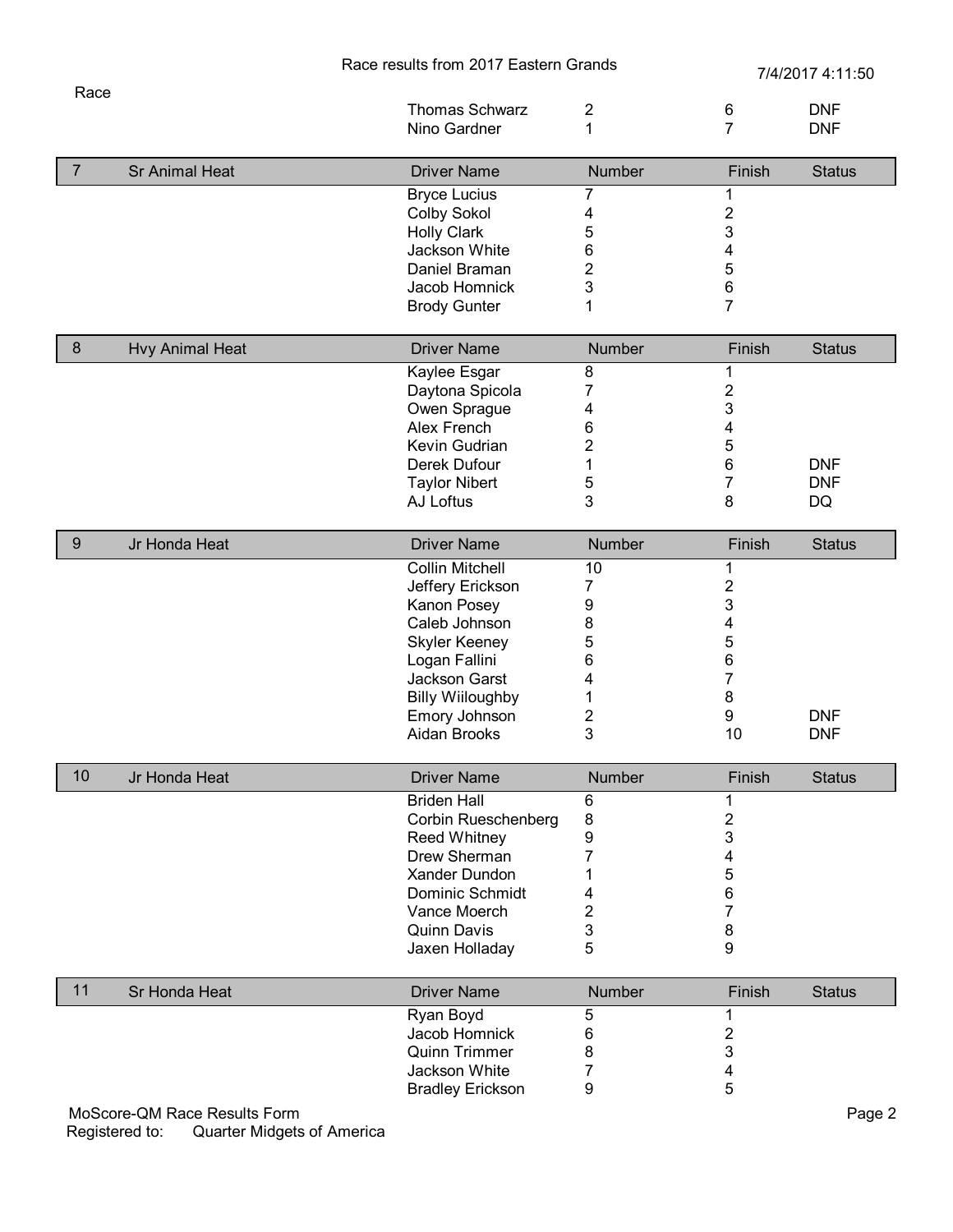Race results from 2017 Eastern Grands

7/4/2017 4:11:50

| Race | | Driver Name | Number | Finish | Status |
|---|---|---|---|---|---|
| | | Thomas Schwarz | 2 | 6 | DNF |
| | | Nino Gardner | 1 | 7 | DNF |

| 7 | Sr Animal Heat | Driver Name | Number | Finish | Status |
|---|---|---|---|---|---|
| | | Bryce Lucius | 7 | 1 | |
| | | Colby Sokol | 4 | 2 | |
| | | Holly Clark | 5 | 3 | |
| | | Jackson White | 6 | 4 | |
| | | Daniel Braman | 2 | 5 | |
| | | Jacob Homnick | 3 | 6 | |
| | | Brody Gunter | 1 | 7 | |

| 8 | Hvy Animal Heat | Driver Name | Number | Finish | Status |
|---|---|---|---|---|---|
| | | Kaylee Esgar | 8 | 1 | |
| | | Daytona Spicola | 7 | 2 | |
| | | Owen Sprague | 4 | 3 | |
| | | Alex French | 6 | 4 | |
| | | Kevin Gudrian | 2 | 5 | |
| | | Derek Dufour | 1 | 6 | DNF |
| | | Taylor Nibert | 5 | 7 | DNF |
| | | AJ Loftus | 3 | 8 | DQ |

| 9 | Jr Honda Heat | Driver Name | Number | Finish | Status |
|---|---|---|---|---|---|
| | | Collin Mitchell | 10 | 1 | |
| | | Jeffery Erickson | 7 | 2 | |
| | | Kanon Posey | 9 | 3 | |
| | | Caleb Johnson | 8 | 4 | |
| | | Skyler Keeney | 5 | 5 | |
| | | Logan Fallini | 6 | 6 | |
| | | Jackson Garst | 4 | 7 | |
| | | Billy Wiiloughby | 1 | 8 | |
| | | Emory Johnson | 2 | 9 | DNF |
| | | Aidan Brooks | 3 | 10 | DNF |

| 10 | Jr Honda Heat | Driver Name | Number | Finish | Status |
|---|---|---|---|---|---|
| | | Briden Hall | 6 | 1 | |
| | | Corbin Rueschenberg | 8 | 2 | |
| | | Reed Whitney | 9 | 3 | |
| | | Drew Sherman | 7 | 4 | |
| | | Xander Dundon | 1 | 5 | |
| | | Dominic Schmidt | 4 | 6 | |
| | | Vance Moerch | 2 | 7 | |
| | | Quinn Davis | 3 | 8 | |
| | | Jaxen Holladay | 5 | 9 | |

| 11 | Sr Honda Heat | Driver Name | Number | Finish | Status |
|---|---|---|---|---|---|
| | | Ryan Boyd | 5 | 1 | |
| | | Jacob Homnick | 6 | 2 | |
| | | Quinn Trimmer | 8 | 3 | |
| | | Jackson White | 7 | 4 | |
| | | Bradley Erickson | 9 | 5 | |

MoScore-QM Race Results Form
Registered to: Quarter Midgets of America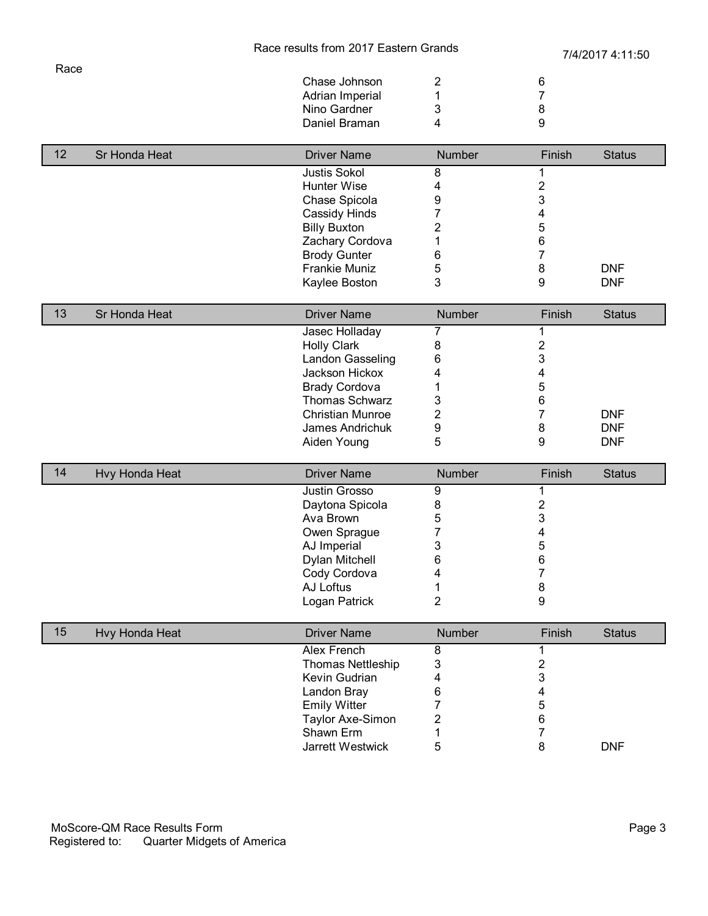Race results from 2017 Eastern Grands

7/4/2017 4:11:50

| Race | | Driver Name | Number | Finish | Status |
|---|---|---|---|---|---|
| | | Chase Johnson | 2 | 6 | |
| | | Adrian Imperial | 1 | 7 | |
| | | Nino Gardner | 3 | 8 | |
| | | Daniel Braman | 4 | 9 | |

| 12 | Sr Honda Heat | Driver Name | Number | Finish | Status |
|---|---|---|---|---|---|
| | | Justis Sokol | 8 | 1 | |
| | | Hunter Wise | 4 | 2 | |
| | | Chase Spicola | 9 | 3 | |
| | | Cassidy Hinds | 7 | 4 | |
| | | Billy Buxton | 2 | 5 | |
| | | Zachary Cordova | 1 | 6 | |
| | | Brody Gunter | 6 | 7 | |
| | | Frankie Muniz | 5 | 8 | DNF |
| | | Kaylee Boston | 3 | 9 | DNF |

| 13 | Sr Honda Heat | Driver Name | Number | Finish | Status |
|---|---|---|---|---|---|
| | | Jasec Holladay | 7 | 1 | |
| | | Holly Clark | 8 | 2 | |
| | | Landon Gasseling | 6 | 3 | |
| | | Jackson Hickox | 4 | 4 | |
| | | Brady Cordova | 1 | 5 | |
| | | Thomas Schwarz | 3 | 6 | |
| | | Christian Munroe | 2 | 7 | DNF |
| | | James Andrichuk | 9 | 8 | DNF |
| | | Aiden Young | 5 | 9 | DNF |

| 14 | Hvy Honda Heat | Driver Name | Number | Finish | Status |
|---|---|---|---|---|---|
| | | Justin Grosso | 9 | 1 | |
| | | Daytona Spicola | 8 | 2 | |
| | | Ava Brown | 5 | 3 | |
| | | Owen Sprague | 7 | 4 | |
| | | AJ Imperial | 3 | 5 | |
| | | Dylan Mitchell | 6 | 6 | |
| | | Cody Cordova | 4 | 7 | |
| | | AJ Loftus | 1 | 8 | |
| | | Logan Patrick | 2 | 9 | |

| 15 | Hvy Honda Heat | Driver Name | Number | Finish | Status |
|---|---|---|---|---|---|
| | | Alex French | 8 | 1 | |
| | | Thomas Nettleship | 3 | 2 | |
| | | Kevin Gudrian | 4 | 3 | |
| | | Landon Bray | 6 | 4 | |
| | | Emily Witter | 7 | 5 | |
| | | Taylor Axe-Simon | 2 | 6 | |
| | | Shawn Erm | 1 | 7 | |
| | | Jarrett Westwick | 5 | 8 | DNF |

MoScore-QM Race Results Form
Registered to: Quarter Midgets of America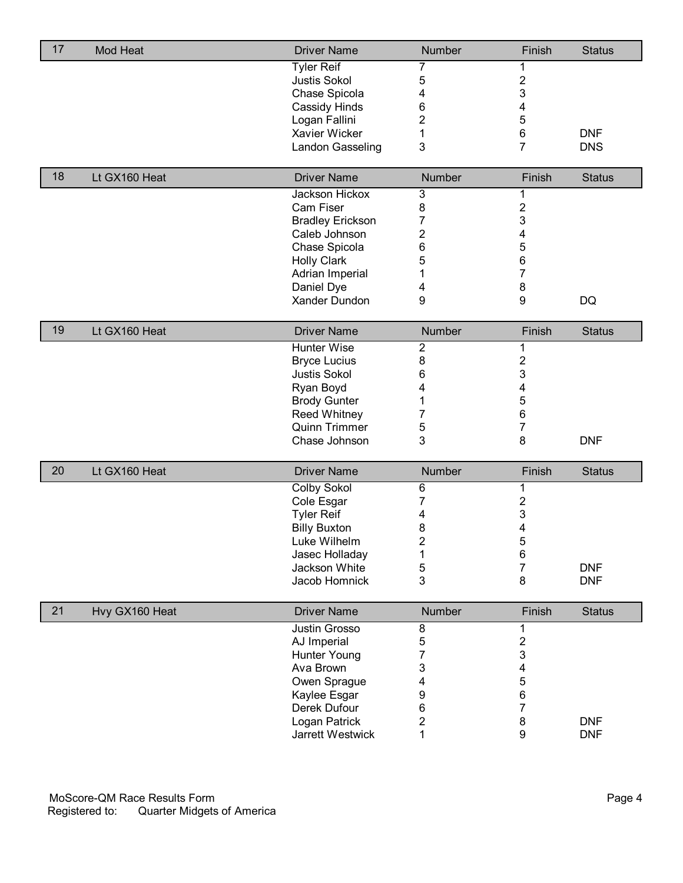| 17 | Mod Heat | Driver Name | Number | Finish | Status |
|---|---|---|---|---|---|
| | | Tyler Reif | 7 | 1 | |
| | | Justis Sokol | 5 | 2 | |
| | | Chase Spicola | 4 | 3 | |
| | | Cassidy Hinds | 6 | 4 | |
| | | Logan Fallini | 2 | 5 | |
| | | Xavier Wicker | 1 | 6 | DNF |
| | | Landon Gasseling | 3 | 7 | DNS |

| 18 | Lt GX160 Heat | Driver Name | Number | Finish | Status |
|---|---|---|---|---|---|
| | | Jackson Hickox | 3 | 1 | |
| | | Cam Fiser | 8 | 2 | |
| | | Bradley Erickson | 7 | 3 | |
| | | Caleb Johnson | 2 | 4 | |
| | | Chase Spicola | 6 | 5 | |
| | | Holly Clark | 5 | 6 | |
| | | Adrian Imperial | 1 | 7 | |
| | | Daniel Dye | 4 | 8 | |
| | | Xander Dundon | 9 | 9 | DQ |

| 19 | Lt GX160 Heat | Driver Name | Number | Finish | Status |
|---|---|---|---|---|---|
| | | Hunter Wise | 2 | 1 | |
| | | Bryce Lucius | 8 | 2 | |
| | | Justis Sokol | 6 | 3 | |
| | | Ryan Boyd | 4 | 4 | |
| | | Brody Gunter | 1 | 5 | |
| | | Reed Whitney | 7 | 6 | |
| | | Quinn Trimmer | 5 | 7 | |
| | | Chase Johnson | 3 | 8 | DNF |

| 20 | Lt GX160 Heat | Driver Name | Number | Finish | Status |
|---|---|---|---|---|---|
| | | Colby Sokol | 6 | 1 | |
| | | Cole Esgar | 7 | 2 | |
| | | Tyler Reif | 4 | 3 | |
| | | Billy Buxton | 8 | 4 | |
| | | Luke Wilhelm | 2 | 5 | |
| | | Jasec Holladay | 1 | 6 | |
| | | Jackson White | 5 | 7 | DNF |
| | | Jacob Homnick | 3 | 8 | DNF |

| 21 | Hvy GX160 Heat | Driver Name | Number | Finish | Status |
|---|---|---|---|---|---|
| | | Justin Grosso | 8 | 1 | |
| | | AJ Imperial | 5 | 2 | |
| | | Hunter Young | 7 | 3 | |
| | | Ava Brown | 3 | 4 | |
| | | Owen Sprague | 4 | 5 | |
| | | Kaylee Esgar | 9 | 6 | |
| | | Derek Dufour | 6 | 7 | |
| | | Logan Patrick | 2 | 8 | DNF |
| | | Jarrett Westwick | 1 | 9 | DNF |

MoScore-QM Race Results Form
Registered to: Quarter Midgets of America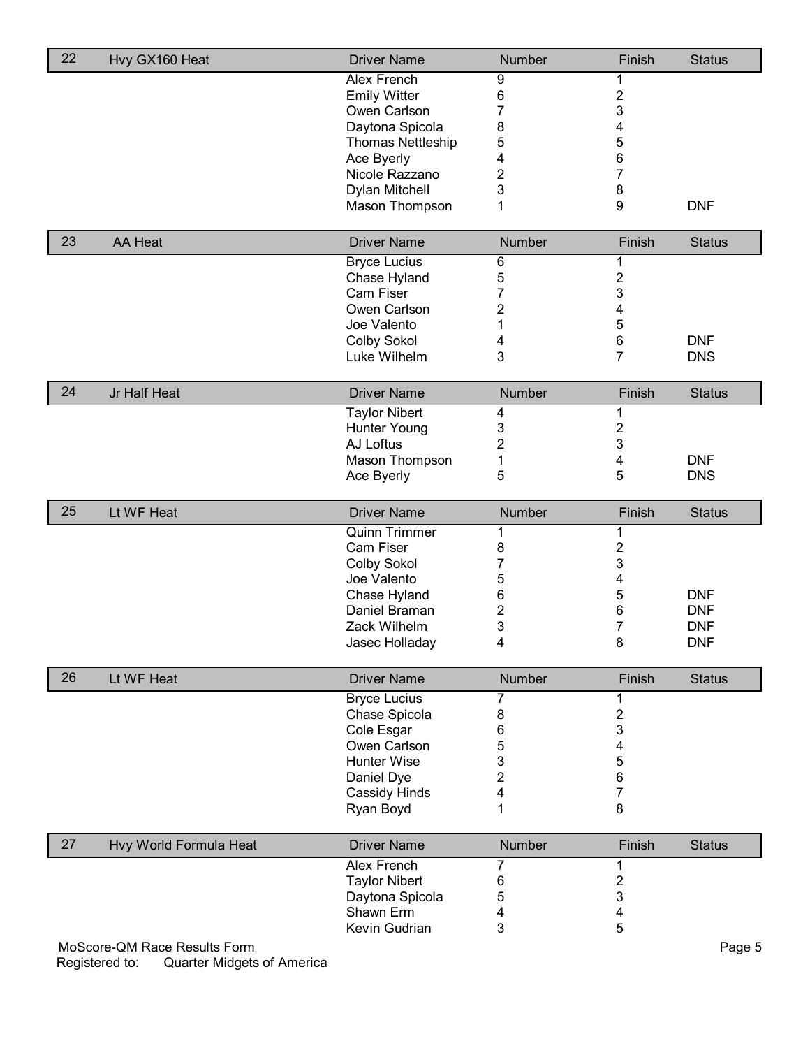| 22 | Hvy GX160 Heat | Driver Name | Number | Finish | Status |
|---|---|---|---|---|---|
| | | Alex French | 9 | 1 | |
| | | Emily Witter | 6 | 2 | |
| | | Owen Carlson | 7 | 3 | |
| | | Daytona Spicola | 8 | 4 | |
| | | Thomas Nettleship | 5 | 5 | |
| | | Ace Byerly | 4 | 6 | |
| | | Nicole Razzano | 2 | 7 | |
| | | Dylan Mitchell | 3 | 8 | |
| | | Mason Thompson | 1 | 9 | DNF |

| 23 | AA Heat | Driver Name | Number | Finish | Status |
|---|---|---|---|---|---|
| | | Bryce Lucius | 6 | 1 | |
| | | Chase Hyland | 5 | 2 | |
| | | Cam Fiser | 7 | 3 | |
| | | Owen Carlson | 2 | 4 | |
| | | Joe Valento | 1 | 5 | |
| | | Colby Sokol | 4 | 6 | DNF |
| | | Luke Wilhelm | 3 | 7 | DNS |

| 24 | Jr Half Heat | Driver Name | Number | Finish | Status |
|---|---|---|---|---|---|
| | | Taylor Nibert | 4 | 1 | |
| | | Hunter Young | 3 | 2 | |
| | | AJ Loftus | 2 | 3 | |
| | | Mason Thompson | 1 | 4 | DNF |
| | | Ace Byerly | 5 | 5 | DNS |

| 25 | Lt WF Heat | Driver Name | Number | Finish | Status |
|---|---|---|---|---|---|
| | | Quinn Trimmer | 1 | 1 | |
| | | Cam Fiser | 8 | 2 | |
| | | Colby Sokol | 7 | 3 | |
| | | Joe Valento | 5 | 4 | |
| | | Chase Hyland | 6 | 5 | DNF |
| | | Daniel Braman | 2 | 6 | DNF |
| | | Zack Wilhelm | 3 | 7 | DNF |
| | | Jasec Holladay | 4 | 8 | DNF |

| 26 | Lt WF Heat | Driver Name | Number | Finish | Status |
|---|---|---|---|---|---|
| | | Bryce Lucius | 7 | 1 | |
| | | Chase Spicola | 8 | 2 | |
| | | Cole Esgar | 6 | 3 | |
| | | Owen Carlson | 5 | 4 | |
| | | Hunter Wise | 3 | 5 | |
| | | Daniel Dye | 2 | 6 | |
| | | Cassidy Hinds | 4 | 7 | |
| | | Ryan Boyd | 1 | 8 | |

| 27 | Hvy World Formula Heat | Driver Name | Number | Finish | Status |
|---|---|---|---|---|---|
| | | Alex French | 7 | 1 | |
| | | Taylor Nibert | 6 | 2 | |
| | | Daytona Spicola | 5 | 3 | |
| | | Shawn Erm | 4 | 4 | |
| | | Kevin Gudrian | 3 | 5 | |

MoScore-QM Race Results Form
Registered to: Quarter Midgets of America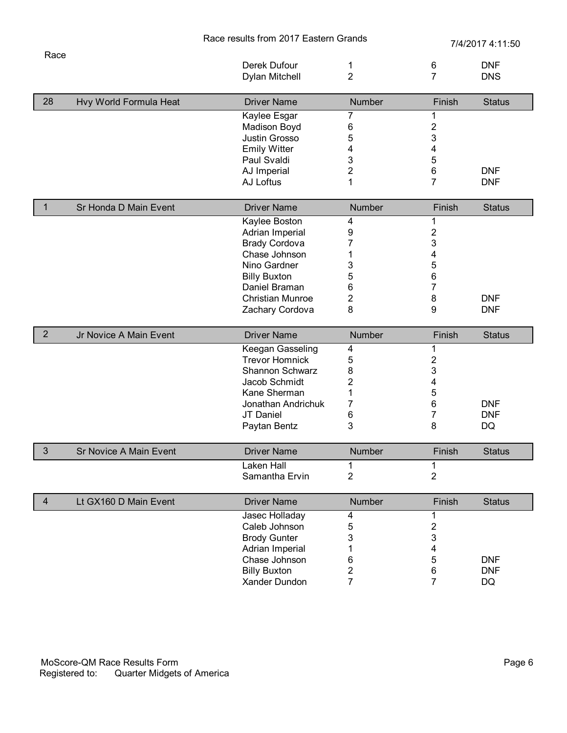Race results from 2017 Eastern Grands

7/4/2017 4:11:50

| Race | | Driver Name | Number | Finish | Status |
|---|---|---|---|---|---|
| | | Derek Dufour | 1 | 6 | DNF |
| | | Dylan Mitchell | 2 | 7 | DNS |

| 28 | Hvy World Formula Heat | Driver Name | Number | Finish | Status |
|---|---|---|---|---|---|
| | | Kaylee Esgar | 7 | 1 | |
| | | Madison Boyd | 6 | 2 | |
| | | Justin Grosso | 5 | 3 | |
| | | Emily Witter | 4 | 4 | |
| | | Paul Svaldi | 3 | 5 | |
| | | AJ Imperial | 2 | 6 | DNF |
| | | AJ Loftus | 1 | 7 | DNF |

| 1 | Sr Honda D Main Event | Driver Name | Number | Finish | Status |
|---|---|---|---|---|---|
| | | Kaylee Boston | 4 | 1 | |
| | | Adrian Imperial | 9 | 2 | |
| | | Brady Cordova | 7 | 3 | |
| | | Chase Johnson | 1 | 4 | |
| | | Nino Gardner | 3 | 5 | |
| | | Billy Buxton | 5 | 6 | |
| | | Daniel Braman | 6 | 7 | |
| | | Christian Munroe | 2 | 8 | DNF |
| | | Zachary Cordova | 8 | 9 | DNF |

| 2 | Jr Novice A Main Event | Driver Name | Number | Finish | Status |
|---|---|---|---|---|---|
| | | Keegan Gasseling | 4 | 1 | |
| | | Trevor Homnick | 5 | 2 | |
| | | Shannon Schwarz | 8 | 3 | |
| | | Jacob Schmidt | 2 | 4 | |
| | | Kane Sherman | 1 | 5 | |
| | | Jonathan Andrichuk | 7 | 6 | DNF |
| | | JT Daniel | 6 | 7 | DNF |
| | | Paytan Bentz | 3 | 8 | DQ |

| 3 | Sr Novice A Main Event | Driver Name | Number | Finish | Status |
|---|---|---|---|---|---|
| | | Laken Hall | 1 | 1 | |
| | | Samantha Ervin | 2 | 2 | |

| 4 | Lt GX160 D Main Event | Driver Name | Number | Finish | Status |
|---|---|---|---|---|---|
| | | Jasec Holladay | 4 | 1 | |
| | | Caleb Johnson | 5 | 2 | |
| | | Brody Gunter | 3 | 3 | |
| | | Adrian Imperial | 1 | 4 | |
| | | Chase Johnson | 6 | 5 | DNF |
| | | Billy Buxton | 2 | 6 | DNF |
| | | Xander Dundon | 7 | 7 | DQ |

MoScore-QM Race Results Form
Registered to: Quarter Midgets of America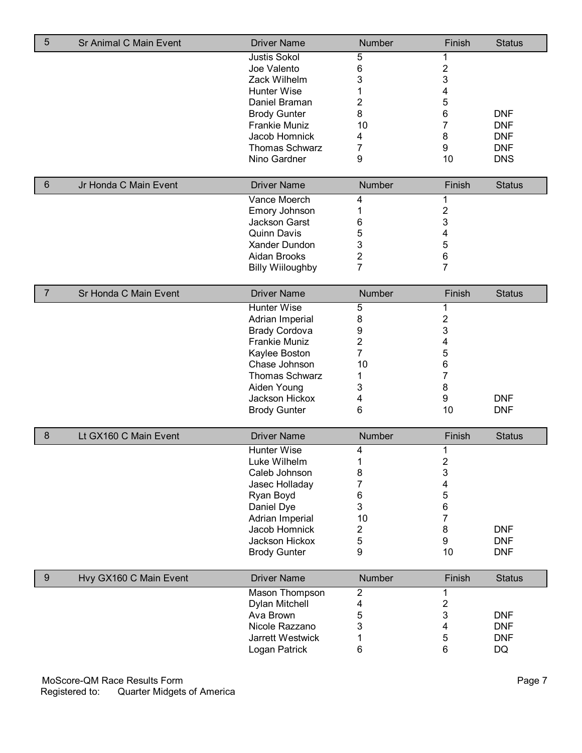| 5 | Sr Animal C Main Event | Driver Name | Number | Finish | Status |
|---|---|---|---|---|---|
| | | Justis Sokol | 5 | 1 | |
| | | Joe Valento | 6 | 2 | |
| | | Zack Wilhelm | 3 | 3 | |
| | | Hunter Wise | 1 | 4 | |
| | | Daniel Braman | 2 | 5 | |
| | | Brody Gunter | 8 | 6 | DNF |
| | | Frankie Muniz | 10 | 7 | DNF |
| | | Jacob Homnick | 4 | 8 | DNF |
| | | Thomas Schwarz | 7 | 9 | DNF |
| | | Nino Gardner | 9 | 10 | DNS |

| 6 | Jr Honda C Main Event | Driver Name | Number | Finish | Status |
|---|---|---|---|---|---|
| | | Vance Moerch | 4 | 1 | |
| | | Emory Johnson | 1 | 2 | |
| | | Jackson Garst | 6 | 3 | |
| | | Quinn Davis | 5 | 4 | |
| | | Xander Dundon | 3 | 5 | |
| | | Aidan Brooks | 2 | 6 | |
| | | Billy Wiiloughby | 7 | 7 | |

| 7 | Sr Honda C Main Event | Driver Name | Number | Finish | Status |
|---|---|---|---|---|---|
| | | Hunter Wise | 5 | 1 | |
| | | Adrian Imperial | 8 | 2 | |
| | | Brady Cordova | 9 | 3 | |
| | | Frankie Muniz | 2 | 4 | |
| | | Kaylee Boston | 7 | 5 | |
| | | Chase Johnson | 10 | 6 | |
| | | Thomas Schwarz | 1 | 7 | |
| | | Aiden Young | 3 | 8 | |
| | | Jackson Hickox | 4 | 9 | DNF |
| | | Brody Gunter | 6 | 10 | DNF |

| 8 | Lt GX160 C Main Event | Driver Name | Number | Finish | Status |
|---|---|---|---|---|---|
| | | Hunter Wise | 4 | 1 | |
| | | Luke Wilhelm | 1 | 2 | |
| | | Caleb Johnson | 8 | 3 | |
| | | Jasec Holladay | 7 | 4 | |
| | | Ryan Boyd | 6 | 5 | |
| | | Daniel Dye | 3 | 6 | |
| | | Adrian Imperial | 10 | 7 | |
| | | Jacob Homnick | 2 | 8 | DNF |
| | | Jackson Hickox | 5 | 9 | DNF |
| | | Brody Gunter | 9 | 10 | DNF |

| 9 | Hvy GX160 C Main Event | Driver Name | Number | Finish | Status |
|---|---|---|---|---|---|
| | | Mason Thompson | 2 | 1 | |
| | | Dylan Mitchell | 4 | 2 | |
| | | Ava Brown | 5 | 3 | DNF |
| | | Nicole Razzano | 3 | 4 | DNF |
| | | Jarrett Westwick | 1 | 5 | DNF |
| | | Logan Patrick | 6 | 6 | DQ |

MoScore-QM Race Results Form
Registered to: Quarter Midgets of America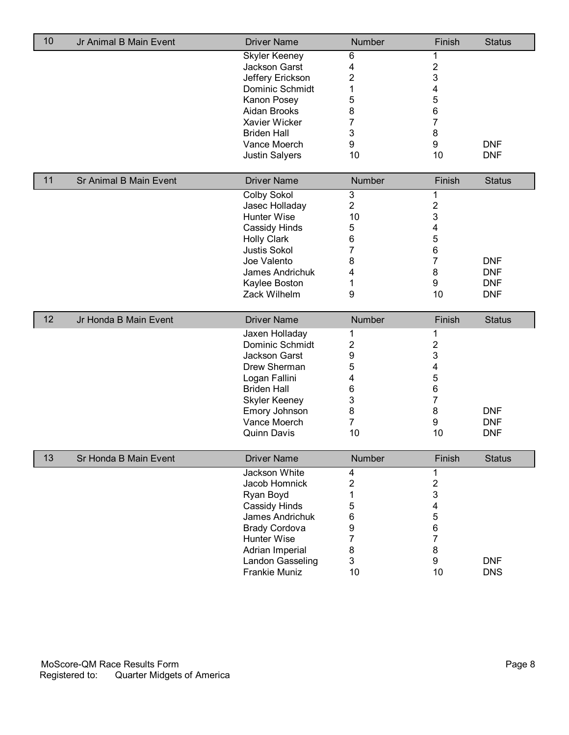| 10 | Jr Animal B Main Event | Driver Name | Number | Finish | Status |
|---|---|---|---|---|---|
| | | Skyler Keeney | 6 | 1 | |
| | | Jackson Garst | 4 | 2 | |
| | | Jeffery Erickson | 2 | 3 | |
| | | Dominic Schmidt | 1 | 4 | |
| | | Kanon Posey | 5 | 5 | |
| | | Aidan Brooks | 8 | 6 | |
| | | Xavier Wicker | 7 | 7 | |
| | | Briden Hall | 3 | 8 | |
| | | Vance Moerch | 9 | 9 | DNF |
| | | Justin Salyers | 10 | 10 | DNF |

| 11 | Sr Animal B Main Event | Driver Name | Number | Finish | Status |
|---|---|---|---|---|---|
| | | Colby Sokol | 3 | 1 | |
| | | Jasec Holladay | 2 | 2 | |
| | | Hunter Wise | 10 | 3 | |
| | | Cassidy Hinds | 5 | 4 | |
| | | Holly Clark | 6 | 5 | |
| | | Justis Sokol | 7 | 6 | |
| | | Joe Valento | 8 | 7 | DNF |
| | | James Andrichuk | 4 | 8 | DNF |
| | | Kaylee Boston | 1 | 9 | DNF |
| | | Zack Wilhelm | 9 | 10 | DNF |

| 12 | Jr Honda B Main Event | Driver Name | Number | Finish | Status |
|---|---|---|---|---|---|
| | | Jaxen Holladay | 1 | 1 | |
| | | Dominic Schmidt | 2 | 2 | |
| | | Jackson Garst | 9 | 3 | |
| | | Drew Sherman | 5 | 4 | |
| | | Logan Fallini | 4 | 5 | |
| | | Briden Hall | 6 | 6 | |
| | | Skyler Keeney | 3 | 7 | |
| | | Emory Johnson | 8 | 8 | DNF |
| | | Vance Moerch | 7 | 9 | DNF |
| | | Quinn Davis | 10 | 10 | DNF |

| 13 | Sr Honda B Main Event | Driver Name | Number | Finish | Status |
|---|---|---|---|---|---|
| | | Jackson White | 4 | 1 | |
| | | Jacob Homnick | 2 | 2 | |
| | | Ryan Boyd | 1 | 3 | |
| | | Cassidy Hinds | 5 | 4 | |
| | | James Andrichuk | 6 | 5 | |
| | | Brady Cordova | 9 | 6 | |
| | | Hunter Wise | 7 | 7 | |
| | | Adrian Imperial | 8 | 8 | |
| | | Landon Gasseling | 3 | 9 | DNF |
| | | Frankie Muniz | 10 | 10 | DNS |

MoScore-QM Race Results Form
Registered to: Quarter Midgets of America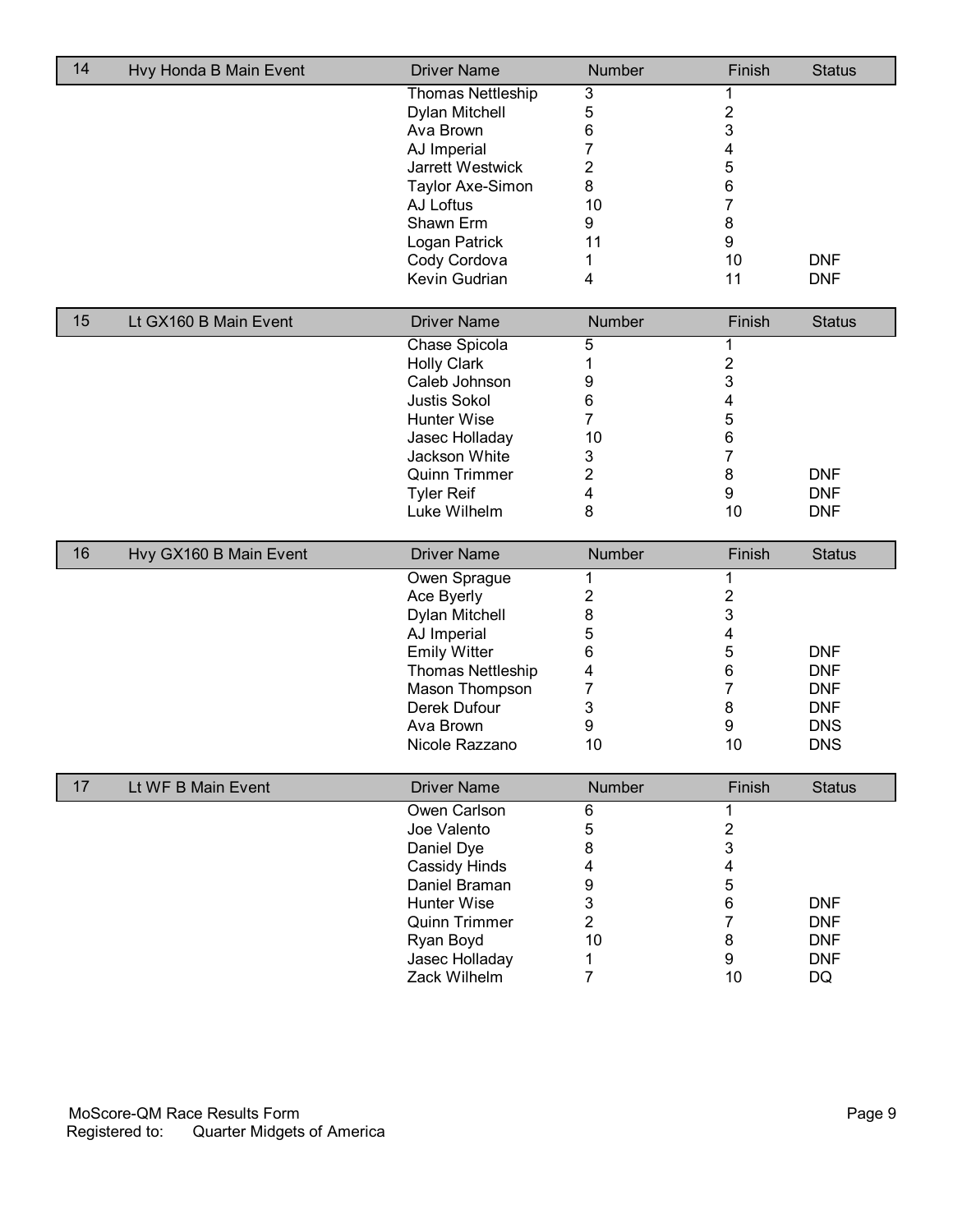| 14 | Hvy Honda B Main Event | Driver Name | Number | Finish | Status |
|---|---|---|---|---|---|
| | | Thomas Nettleship | 3 | 1 | |
| | | Dylan Mitchell | 5 | 2 | |
| | | Ava Brown | 6 | 3 | |
| | | AJ Imperial | 7 | 4 | |
| | | Jarrett Westwick | 2 | 5 | |
| | | Taylor Axe-Simon | 8 | 6 | |
| | | AJ Loftus | 10 | 7 | |
| | | Shawn Erm | 9 | 8 | |
| | | Logan Patrick | 11 | 9 | |
| | | Cody Cordova | 1 | 10 | DNF |
| | | Kevin Gudrian | 4 | 11 | DNF |

| 15 | Lt GX160 B Main Event | Driver Name | Number | Finish | Status |
|---|---|---|---|---|---|
| | | Chase Spicola | 5 | 1 | |
| | | Holly Clark | 1 | 2 | |
| | | Caleb Johnson | 9 | 3 | |
| | | Justis Sokol | 6 | 4 | |
| | | Hunter Wise | 7 | 5 | |
| | | Jasec Holladay | 10 | 6 | |
| | | Jackson White | 3 | 7 | |
| | | Quinn Trimmer | 2 | 8 | DNF |
| | | Tyler Reif | 4 | 9 | DNF |
| | | Luke Wilhelm | 8 | 10 | DNF |

| 16 | Hvy GX160 B Main Event | Driver Name | Number | Finish | Status |
|---|---|---|---|---|---|
| | | Owen Sprague | 1 | 1 | |
| | | Ace Byerly | 2 | 2 | |
| | | Dylan Mitchell | 8 | 3 | |
| | | AJ Imperial | 5 | 4 | |
| | | Emily Witter | 6 | 5 | DNF |
| | | Thomas Nettleship | 4 | 6 | DNF |
| | | Mason Thompson | 7 | 7 | DNF |
| | | Derek Dufour | 3 | 8 | DNF |
| | | Ava Brown | 9 | 9 | DNS |
| | | Nicole Razzano | 10 | 10 | DNS |

| 17 | Lt WF B Main Event | Driver Name | Number | Finish | Status |
|---|---|---|---|---|---|
| | | Owen Carlson | 6 | 1 | |
| | | Joe Valento | 5 | 2 | |
| | | Daniel Dye | 8 | 3 | |
| | | Cassidy Hinds | 4 | 4 | |
| | | Daniel Braman | 9 | 5 | |
| | | Hunter Wise | 3 | 6 | DNF |
| | | Quinn Trimmer | 2 | 7 | DNF |
| | | Ryan Boyd | 10 | 8 | DNF |
| | | Jasec Holladay | 1 | 9 | DNF |
| | | Zack Wilhelm | 7 | 10 | DQ |

MoScore-QM Race Results Form
Registered to: Quarter Midgets of America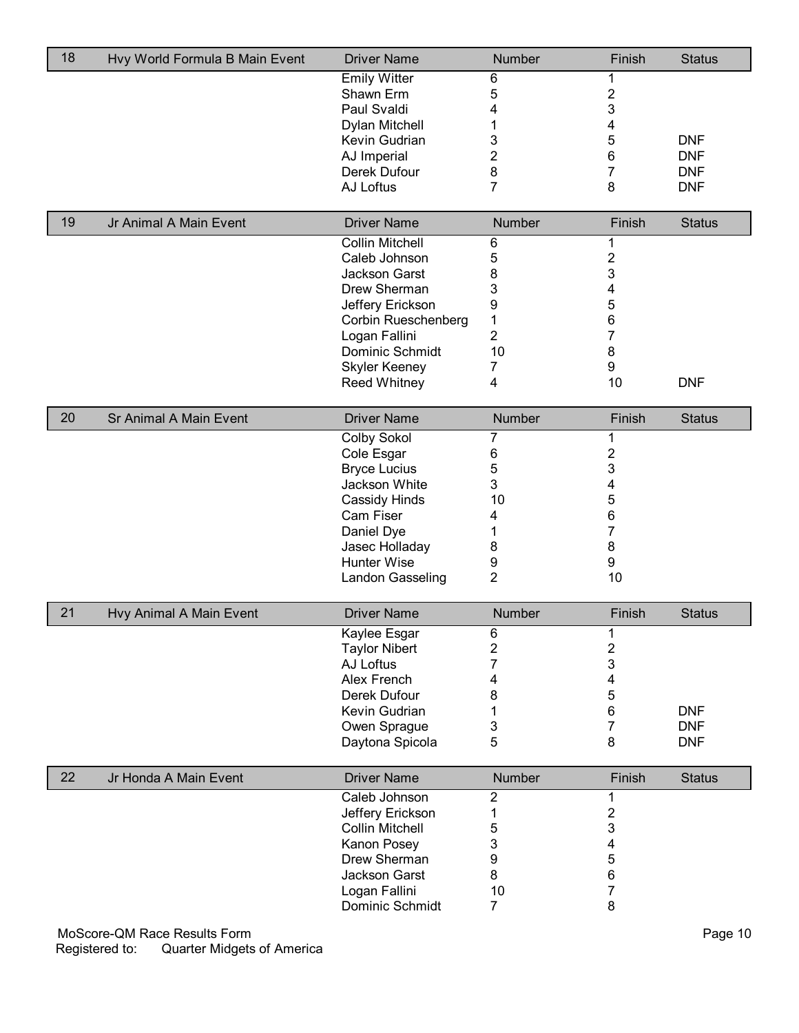| 18 | Hvy World Formula B Main Event | Driver Name | Number | Finish | Status |
|---|---|---|---|---|---|
| | | Emily Witter | 6 | 1 | |
| | | Shawn Erm | 5 | 2 | |
| | | Paul Svaldi | 4 | 3 | |
| | | Dylan Mitchell | 1 | 4 | |
| | | Kevin Gudrian | 3 | 5 | DNF |
| | | AJ Imperial | 2 | 6 | DNF |
| | | Derek Dufour | 8 | 7 | DNF |
| | | AJ Loftus | 7 | 8 | DNF |

| 19 | Jr Animal A Main Event | Driver Name | Number | Finish | Status |
|---|---|---|---|---|---|
| | | Collin Mitchell | 6 | 1 | |
| | | Caleb Johnson | 5 | 2 | |
| | | Jackson Garst | 8 | 3 | |
| | | Drew Sherman | 3 | 4 | |
| | | Jeffery Erickson | 9 | 5 | |
| | | Corbin Rueschenberg | 1 | 6 | |
| | | Logan Fallini | 2 | 7 | |
| | | Dominic Schmidt | 10 | 8 | |
| | | Skyler Keeney | 7 | 9 | |
| | | Reed Whitney | 4 | 10 | DNF |

| 20 | Sr Animal A Main Event | Driver Name | Number | Finish | Status |
|---|---|---|---|---|---|
| | | Colby Sokol | 7 | 1 | |
| | | Cole Esgar | 6 | 2 | |
| | | Bryce Lucius | 5 | 3 | |
| | | Jackson White | 3 | 4 | |
| | | Cassidy Hinds | 10 | 5 | |
| | | Cam Fiser | 4 | 6 | |
| | | Daniel Dye | 1 | 7 | |
| | | Jasec Holladay | 8 | 8 | |
| | | Hunter Wise | 9 | 9 | |
| | | Landon Gasseling | 2 | 10 | |

| 21 | Hvy Animal A Main Event | Driver Name | Number | Finish | Status |
|---|---|---|---|---|---|
| | | Kaylee Esgar | 6 | 1 | |
| | | Taylor Nibert | 2 | 2 | |
| | | AJ Loftus | 7 | 3 | |
| | | Alex French | 4 | 4 | |
| | | Derek Dufour | 8 | 5 | |
| | | Kevin Gudrian | 1 | 6 | DNF |
| | | Owen Sprague | 3 | 7 | DNF |
| | | Daytona Spicola | 5 | 8 | DNF |

| 22 | Jr Honda A Main Event | Driver Name | Number | Finish | Status |
|---|---|---|---|---|---|
| | | Caleb Johnson | 2 | 1 | |
| | | Jeffery Erickson | 1 | 2 | |
| | | Collin Mitchell | 5 | 3 | |
| | | Kanon Posey | 3 | 4 | |
| | | Drew Sherman | 9 | 5 | |
| | | Jackson Garst | 8 | 6 | |
| | | Logan Fallini | 10 | 7 | |
| | | Dominic Schmidt | 7 | 8 | |

MoScore-QM Race Results Form
Registered to: Quarter Midgets of America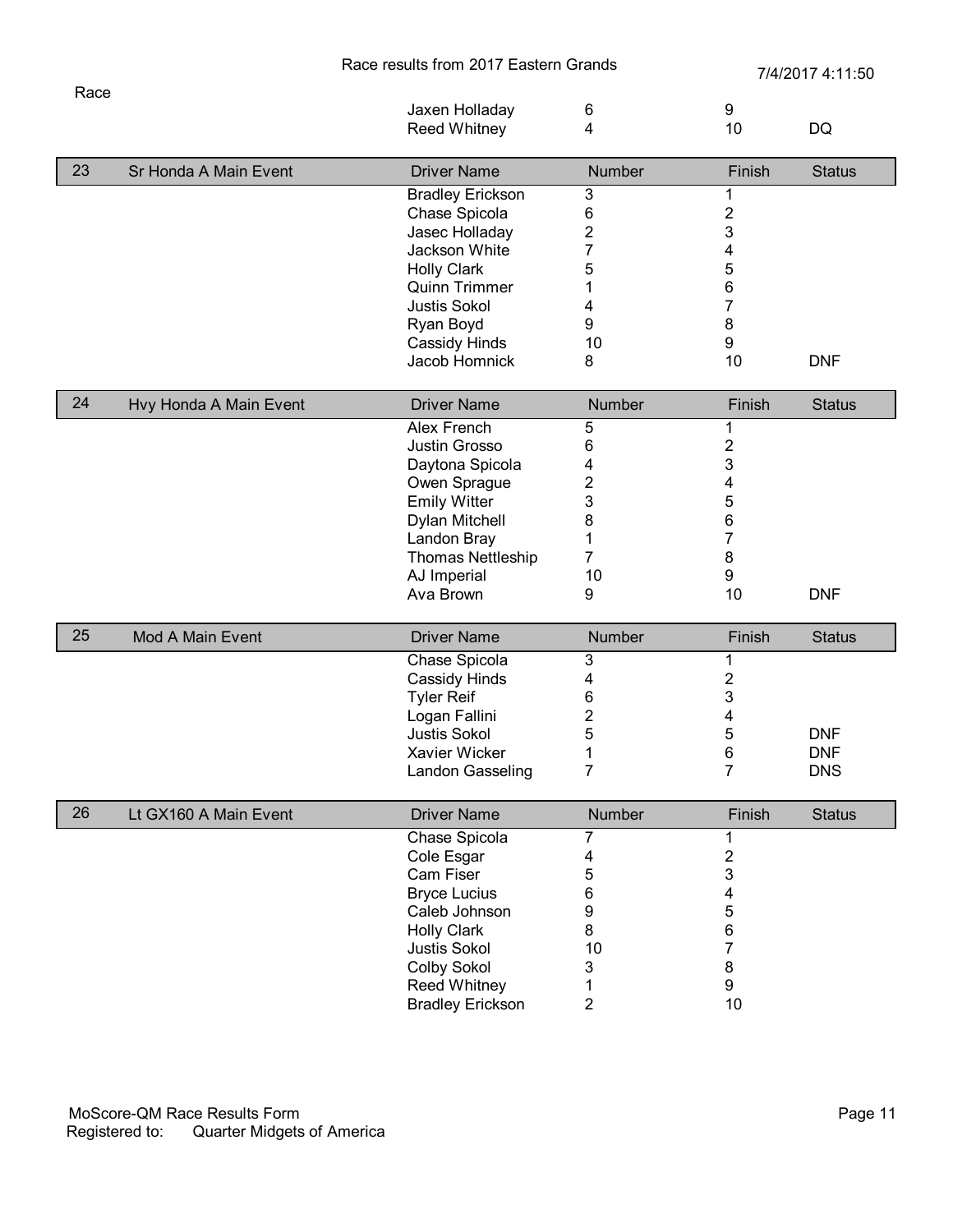Race results from 2017 Eastern Grands

7/4/2017 4:11:50

| Race | | Driver Name | Number | Finish | Status |
|---|---|---|---|---|---|
| | | Jaxen Holladay | 6 | 9 | |
| | | Reed Whitney | 4 | 10 | DQ |

| 23 | Sr Honda A Main Event | Driver Name | Number | Finish | Status |
|---|---|---|---|---|---|
| | | Bradley Erickson | 3 | 1 | |
| | | Chase Spicola | 6 | 2 | |
| | | Jasec Holladay | 2 | 3 | |
| | | Jackson White | 7 | 4 | |
| | | Holly Clark | 5 | 5 | |
| | | Quinn Trimmer | 1 | 6 | |
| | | Justis Sokol | 4 | 7 | |
| | | Ryan Boyd | 9 | 8 | |
| | | Cassidy Hinds | 10 | 9 | |
| | | Jacob Homnick | 8 | 10 | DNF |

| 24 | Hvy Honda A Main Event | Driver Name | Number | Finish | Status |
|---|---|---|---|---|---|
| | | Alex French | 5 | 1 | |
| | | Justin Grosso | 6 | 2 | |
| | | Daytona Spicola | 4 | 3 | |
| | | Owen Sprague | 2 | 4 | |
| | | Emily Witter | 3 | 5 | |
| | | Dylan Mitchell | 8 | 6 | |
| | | Landon Bray | 1 | 7 | |
| | | Thomas Nettleship | 7 | 8 | |
| | | AJ Imperial | 10 | 9 | |
| | | Ava Brown | 9 | 10 | DNF |

| 25 | Mod A Main Event | Driver Name | Number | Finish | Status |
|---|---|---|---|---|---|
| | | Chase Spicola | 3 | 1 | |
| | | Cassidy Hinds | 4 | 2 | |
| | | Tyler Reif | 6 | 3 | |
| | | Logan Fallini | 2 | 4 | |
| | | Justis Sokol | 5 | 5 | DNF |
| | | Xavier Wicker | 1 | 6 | DNF |
| | | Landon Gasseling | 7 | 7 | DNS |

| 26 | Lt GX160 A Main Event | Driver Name | Number | Finish | Status |
|---|---|---|---|---|---|
| | | Chase Spicola | 7 | 1 | |
| | | Cole Esgar | 4 | 2 | |
| | | Cam Fiser | 5 | 3 | |
| | | Bryce Lucius | 6 | 4 | |
| | | Caleb Johnson | 9 | 5 | |
| | | Holly Clark | 8 | 6 | |
| | | Justis Sokol | 10 | 7 | |
| | | Colby Sokol | 3 | 8 | |
| | | Reed Whitney | 1 | 9 | |
| | | Bradley Erickson | 2 | 10 | |

MoScore-QM Race Results Form
Registered to: Quarter Midgets of America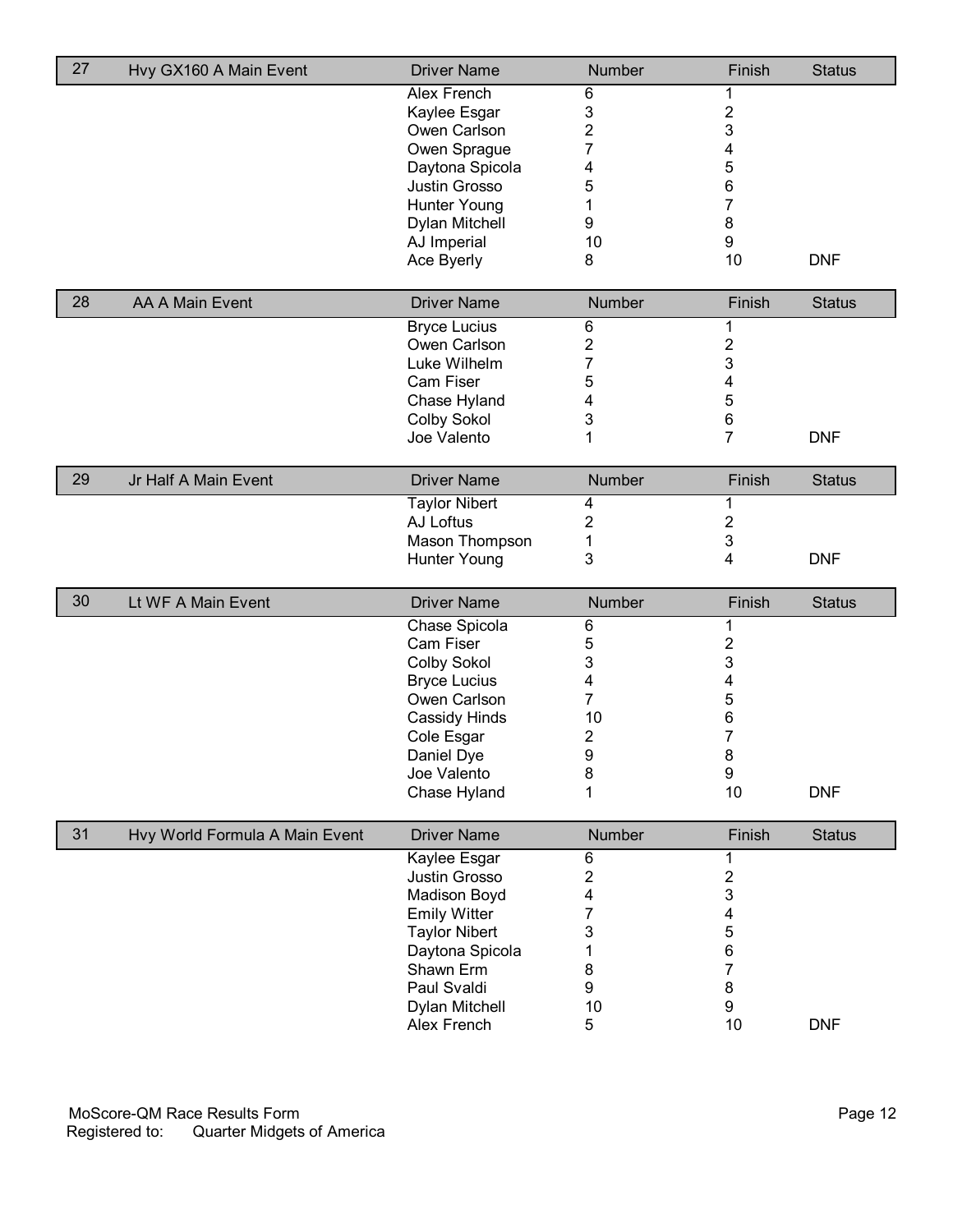| 27 | Hvy GX160 A Main Event | Driver Name | Number | Finish | Status |
|---|---|---|---|---|---|
| | | Alex French | 6 | 1 | |
| | | Kaylee Esgar | 3 | 2 | |
| | | Owen Carlson | 2 | 3 | |
| | | Owen Sprague | 7 | 4 | |
| | | Daytona Spicola | 4 | 5 | |
| | | Justin Grosso | 5 | 6 | |
| | | Hunter Young | 1 | 7 | |
| | | Dylan Mitchell | 9 | 8 | |
| | | AJ Imperial | 10 | 9 | |
| | | Ace Byerly | 8 | 10 | DNF |

| 28 | AA A Main Event | Driver Name | Number | Finish | Status |
|---|---|---|---|---|---|
| | | Bryce Lucius | 6 | 1 | |
| | | Owen Carlson | 2 | 2 | |
| | | Luke Wilhelm | 7 | 3 | |
| | | Cam Fiser | 5 | 4 | |
| | | Chase Hyland | 4 | 5 | |
| | | Colby Sokol | 3 | 6 | |
| | | Joe Valento | 1 | 7 | DNF |

| 29 | Jr Half A Main Event | Driver Name | Number | Finish | Status |
|---|---|---|---|---|---|
| | | Taylor Nibert | 4 | 1 | |
| | | AJ Loftus | 2 | 2 | |
| | | Mason Thompson | 1 | 3 | |
| | | Hunter Young | 3 | 4 | DNF |

| 30 | Lt WF A Main Event | Driver Name | Number | Finish | Status |
|---|---|---|---|---|---|
| | | Chase Spicola | 6 | 1 | |
| | | Cam Fiser | 5 | 2 | |
| | | Colby Sokol | 3 | 3 | |
| | | Bryce Lucius | 4 | 4 | |
| | | Owen Carlson | 7 | 5 | |
| | | Cassidy Hinds | 10 | 6 | |
| | | Cole Esgar | 2 | 7 | |
| | | Daniel Dye | 9 | 8 | |
| | | Joe Valento | 8 | 9 | |
| | | Chase Hyland | 1 | 10 | DNF |

| 31 | Hvy World Formula A Main Event | Driver Name | Number | Finish | Status |
|---|---|---|---|---|---|
| | | Kaylee Esgar | 6 | 1 | |
| | | Justin Grosso | 2 | 2 | |
| | | Madison Boyd | 4 | 3 | |
| | | Emily Witter | 7 | 4 | |
| | | Taylor Nibert | 3 | 5 | |
| | | Daytona Spicola | 1 | 6 | |
| | | Shawn Erm | 8 | 7 | |
| | | Paul Svaldi | 9 | 8 | |
| | | Dylan Mitchell | 10 | 9 | |
| | | Alex French | 5 | 10 | DNF |

MoScore-QM Race Results Form
Registered to: Quarter Midgets of America